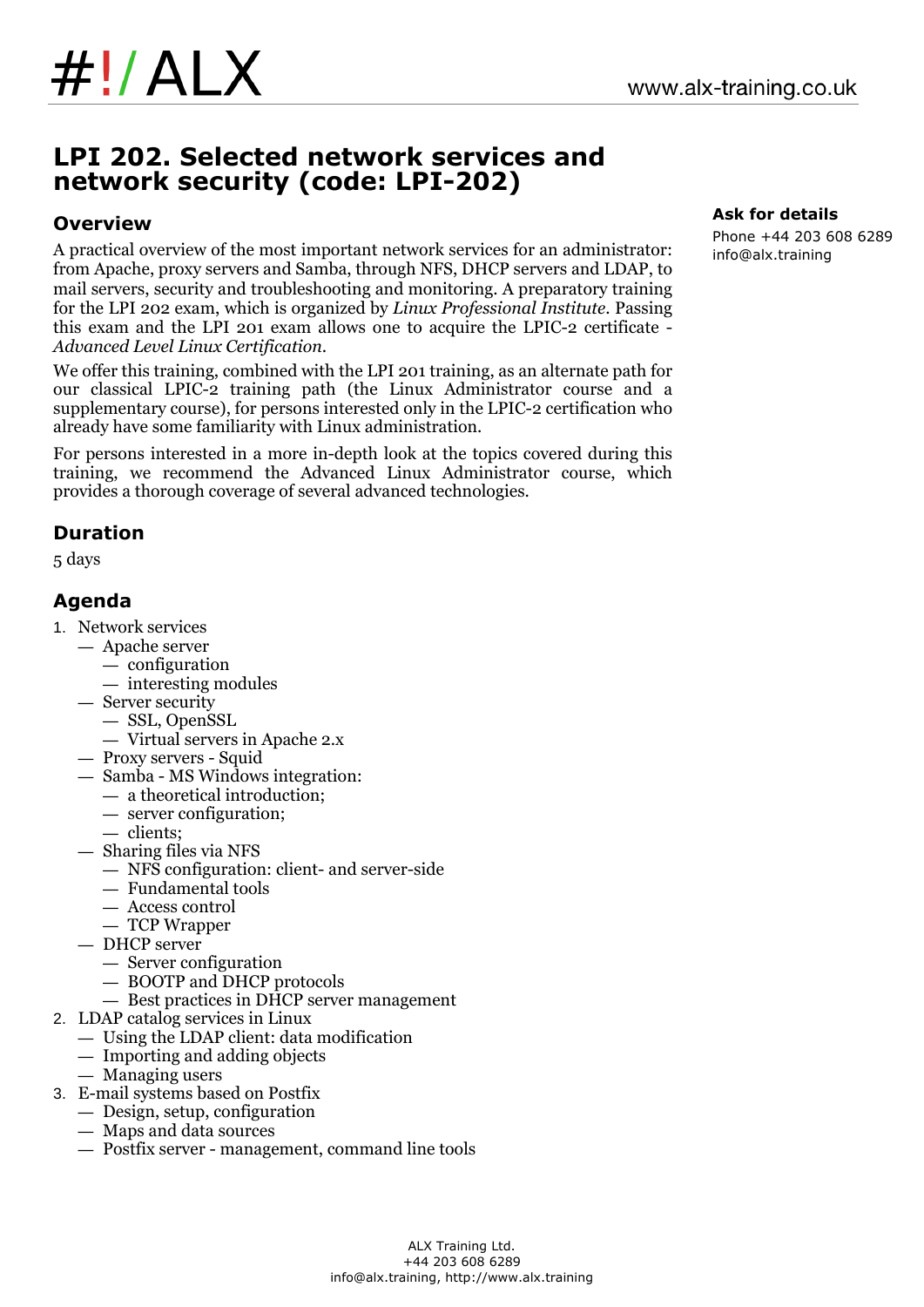# LPI 202. Selected network services and network security (code: LPI-202)

**Ask for details**

Phone +44 203 608 6289
info@alx.training

## Overview

A practical overview of the most important network services for an administrator: from Apache, proxy servers and Samba, through NFS, DHCP servers and LDAP, to mail servers, security and troubleshooting and monitoring. A preparatory training for the LPI 202 exam, which is organized by *Linux Professional Institute*. Passing this exam and the LPI 201 exam allows one to acquire the LPIC-2 certificate - *Advanced Level Linux Certification*.

We offer this training, combined with the LPI 201 training, as an alternate path for our classical LPIC-2 training path (the Linux Administrator course and a supplementary course), for persons interested only in the LPIC-2 certification who already have some familiarity with Linux administration.

For persons interested in a more in-depth look at the topics covered during this training, we recommend the Advanced Linux Administrator course, which provides a thorough coverage of several advanced technologies.

## Duration

5 days

## Agenda

1. Network services
   - Apache server
     - configuration
     - interesting modules
   - Server security
     - SSL, OpenSSL
     - Virtual servers in Apache 2.x
   - Proxy servers - Squid
   - Samba - MS Windows integration:
     - a theoretical introduction;
     - server configuration;
     - clients;
   - Sharing files via NFS
     - NFS configuration: client- and server-side
     - Fundamental tools
     - Access control
     - TCP Wrapper
   - DHCP server
     - Server configuration
     - BOOTP and DHCP protocols
     - Best practices in DHCP server management
2. LDAP catalog services in Linux
   - Using the LDAP client: data modification
   - Importing and adding objects
   - Managing users
3. E-mail systems based on Postfix
   - Design, setup, configuration
   - Maps and data sources
   - Postfix server - management, command line tools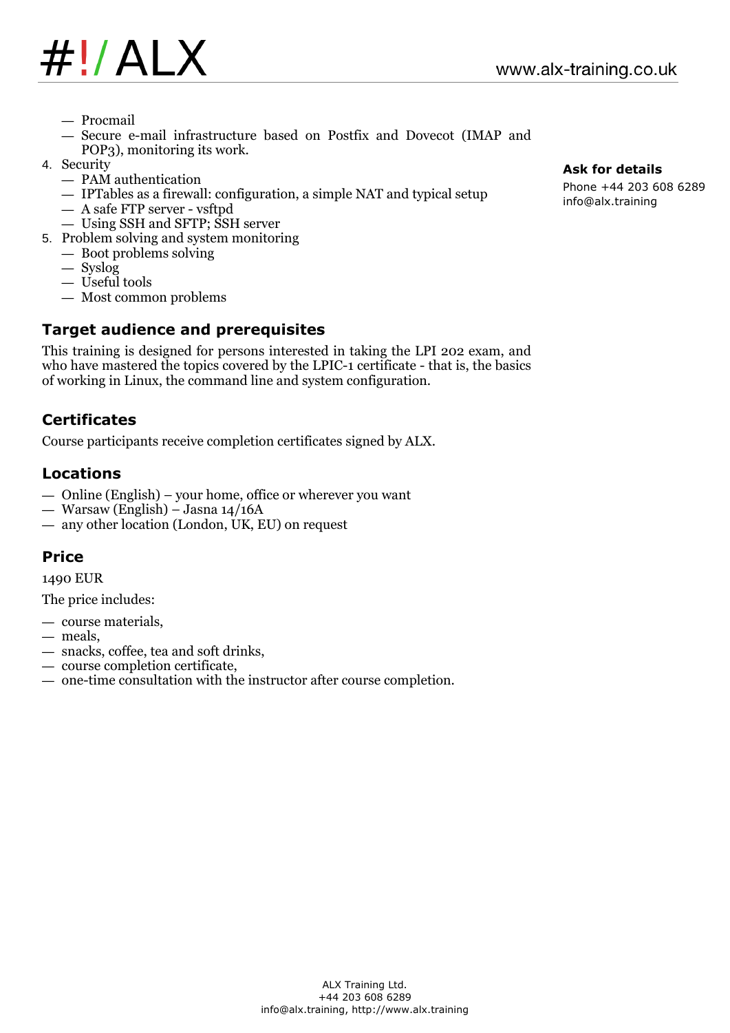- Procmail
- Secure e-mail infrastructure based on Postfix and Dovecot (IMAP and POP3), monitoring its work.

4. Security
   - PAM authentication
   - IPTables as a firewall: configuration, a simple NAT and typical setup
   - A safe FTP server - vsftpd
   - Using SSH and SFTP; SSH server
5. Problem solving and system monitoring
   - Boot problems solving
   - Syslog
   - Useful tools
   - Most common problems

**Ask for details**

Phone +44 203 608 6289
info@alx.training

## Target audience and prerequisites

This training is designed for persons interested in taking the LPI 202 exam, and who have mastered the topics covered by the LPIC-1 certificate - that is, the basics of working in Linux, the command line and system configuration.

## Certificates

Course participants receive completion certificates signed by ALX.

## Locations

- Online (English) – your home, office or wherever you want
- Warsaw (English) – Jasna 14/16A
- any other location (London, UK, EU) on request

## Price

1490 EUR

The price includes:

- course materials,
- meals,
- snacks, coffee, tea and soft drinks,
- course completion certificate,
- one-time consultation with the instructor after course completion.